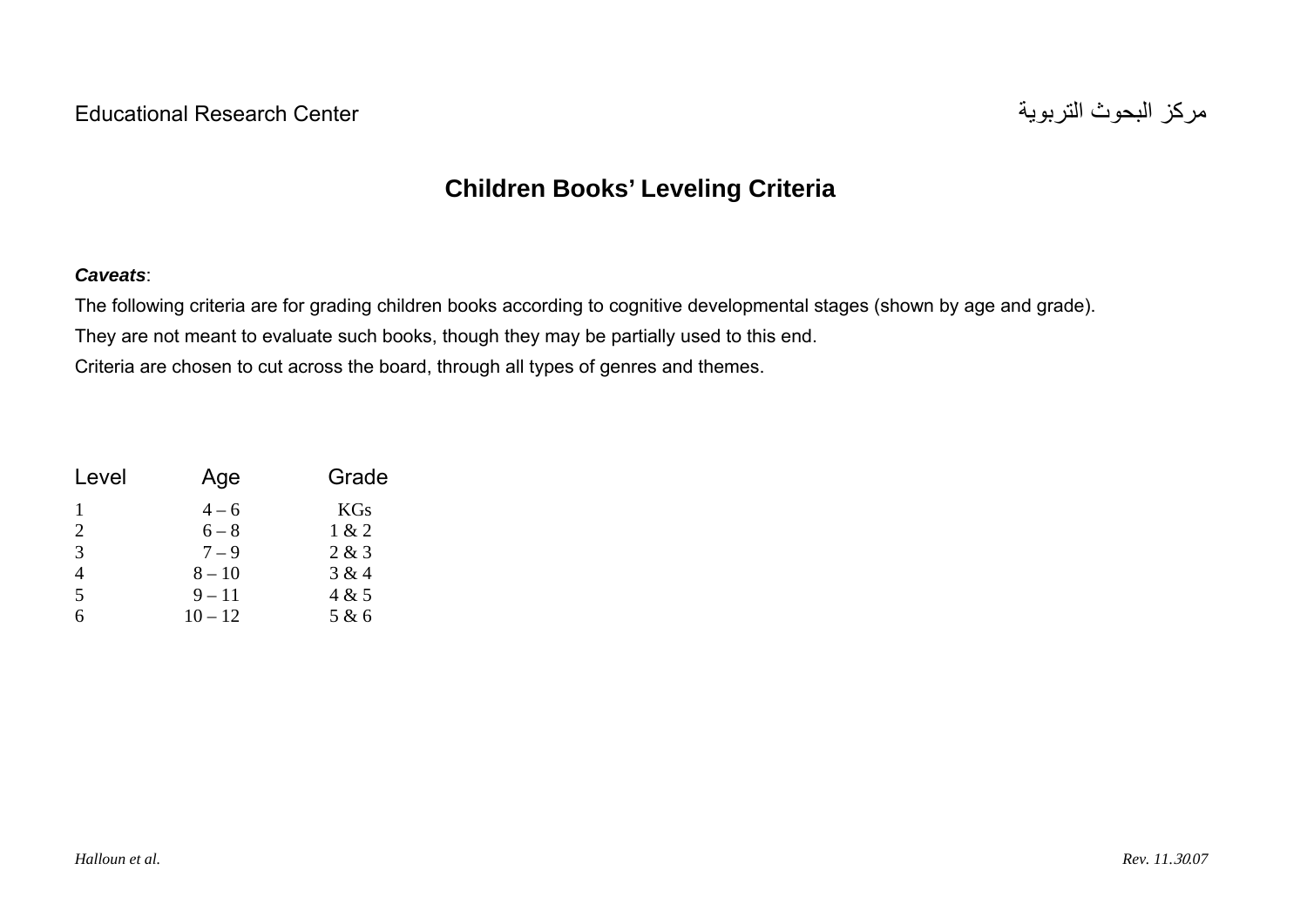Educational Research Center مركز البحوث التربوية

# Children Books' Leveling Criteria

***Caveats***:

The following criteria are for grading children books according to cognitive developmental stages (shown by age and grade).

They are not meant to evaluate such books, though they may be partially used to this end.

Criteria are chosen to cut across the board, through all types of genres and themes.

| Level | Age | Grade |
|---|---|---|
| 1 | 4 – 6 | KGs |
| 2 | 6 – 8 | 1 & 2 |
| 3 | 7 – 9 | 2 & 3 |
| 4 | 8 – 10 | 3 & 4 |
| 5 | 9 – 11 | 4 & 5 |
| 6 | 10 – 12 | 5 & 6 |

*Halloun et al.* *Rev. 11..30.07*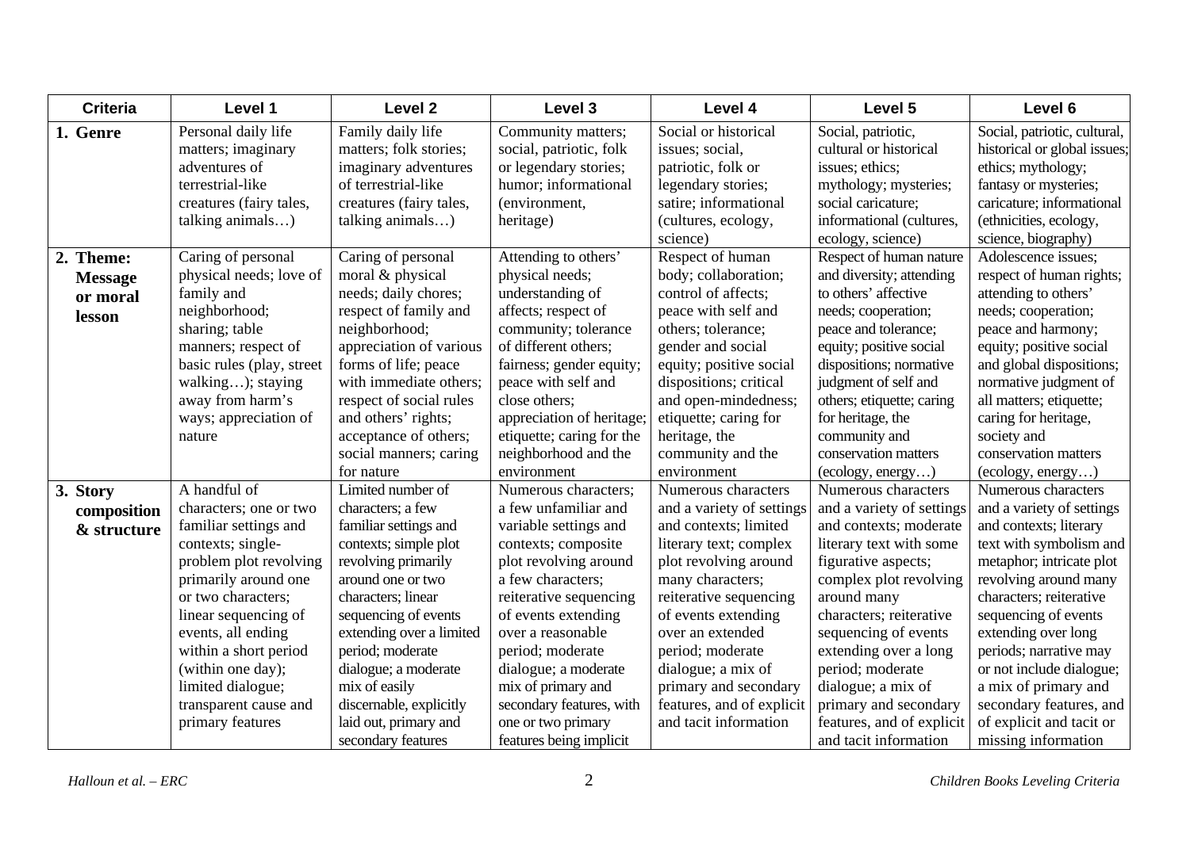| Criteria | Level 1 | Level 2 | Level 3 | Level 4 | Level 5 | Level 6 |
|---|---|---|---|---|---|---|
| **1. Genre** | Personal daily life matters; imaginary adventures of terrestrial-like creatures (fairy tales, talking animals…) | Family daily life matters; folk stories; imaginary adventures of terrestrial-like creatures (fairy tales, talking animals…) | Community matters; social, patriotic, folk or legendary stories; humor; informational (environment, heritage) | Social or historical issues; social, patriotic, folk or legendary stories; satire; informational (cultures, ecology, science) | Social, patriotic, cultural or historical issues; ethics; mythology; mysteries; social caricature; informational (cultures, ecology, science) | Social, patriotic, cultural, historical or global issues; ethics; mythology; fantasy or mysteries; social caricature; informational (ethnicities, ecology, science, biography) |
| **2. Theme: Message or moral lesson** | Caring of personal physical needs; love of family and neighborhood; sharing; table manners; respect of basic rules (play, street walking…); staying away from harm's ways; appreciation of nature | Caring of personal moral & physical needs; daily chores; respect of family and neighborhood; appreciation of various forms of life; peace with immediate others; respect of social rules and others' rights; acceptance of others; social manners; caring for nature | Attending to others' physical needs; understanding of affects; respect of community; tolerance of different others; fairness; gender equity; peace with self and close others; appreciation of heritage; etiquette; caring for the neighborhood and the environment | Respect of human body; collaboration; control of affects; peace with self and others; tolerance; gender and social equity; positive social dispositions; critical and open-mindedness; etiquette; caring for heritage, the community and the environment | Respect of human nature and diversity; attending to others' affective needs; cooperation; peace and tolerance; equity; positive social dispositions; normative judgment of self and others; etiquette; caring for heritage, the community and conservation matters (ecology, energy…) | Adolescence issues; respect of human rights; attending to others' needs; cooperation; peace and harmony; equity; positive social and global dispositions; normative judgment of all matters; etiquette; caring for heritage, society and conservation matters (ecology, energy…) |
| **3. Story composition & structure** | A handful of characters; one or two familiar settings and contexts; single-problem plot revolving primarily around one or two characters; linear sequencing of events, all ending within a short period (within one day); limited dialogue; transparent cause and primary features | Limited number of characters; a few familiar settings and contexts; simple plot revolving primarily around one or two characters; linear sequencing of events extending over a limited period; moderate dialogue; a moderate mix of easily discernable, explicitly laid out, primary and secondary features | Numerous characters; a few unfamiliar and variable settings and contexts; composite plot revolving around a few characters; reiterative sequencing of events extending over a reasonable period; moderate dialogue; a moderate mix of primary and secondary features, with one or two primary features being implicit | Numerous characters and a variety of settings and contexts; limited literary text; complex plot revolving around many characters; reiterative sequencing of events extending over an extended period; moderate dialogue; a mix of primary and secondary features, and of explicit and tacit information | Numerous characters and a variety of settings and contexts; moderate literary text with some figurative aspects; complex plot revolving around many characters; reiterative sequencing of events extending over a long period; moderate dialogue; a mix of primary and secondary features, and of explicit and tacit information | Numerous characters and a variety of settings and contexts; literary text with symbolism and metaphor; intricate plot revolving around many characters; reiterative sequencing of events extending over long periods; narrative may or not include dialogue; a mix of primary and secondary features, and of explicit and tacit or missing information |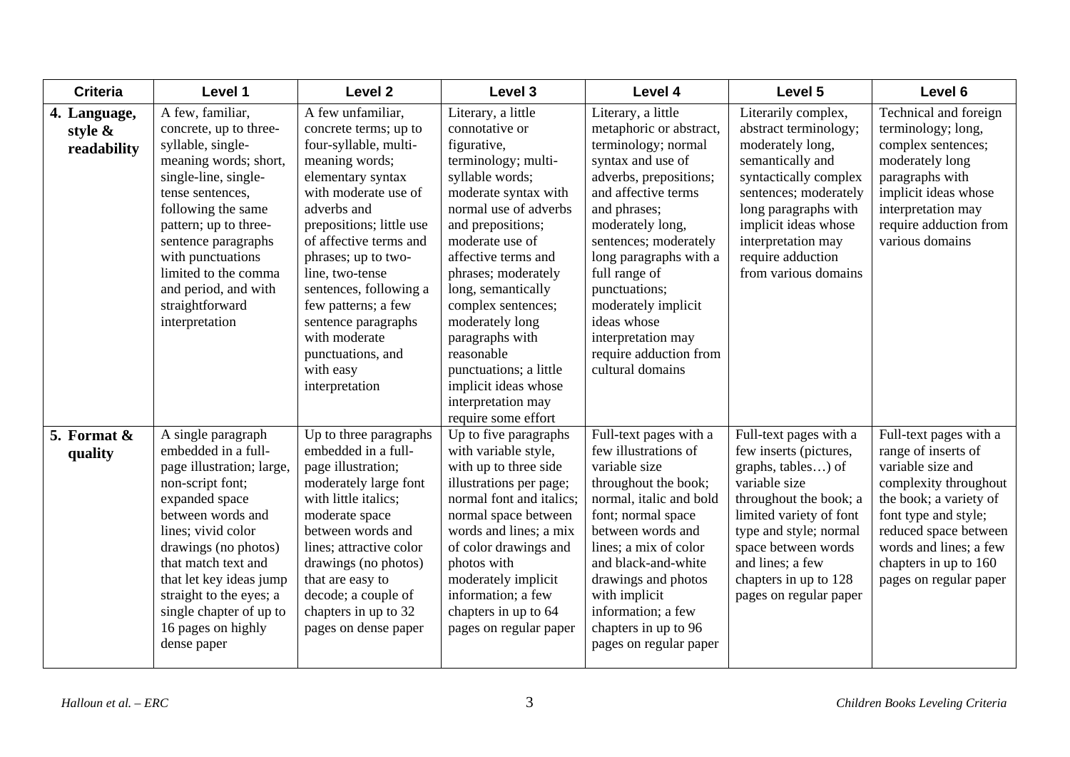| Criteria | Level 1 | Level 2 | Level 3 | Level 4 | Level 5 | Level 6 |
|---|---|---|---|---|---|---|
| **4. Language, style & readability** | A few, familiar, concrete, up to three-syllable, single-meaning words; short, single-line, single-tense sentences, following the same pattern; up to three-sentence paragraphs with punctuations limited to the comma and period, and with straightforward interpretation | A few unfamiliar, concrete terms; up to four-syllable, multi-meaning words; elementary syntax with moderate use of adverbs and prepositions; little use of affective terms and phrases; up to two-line, two-tense sentences, following a few patterns; a few sentence paragraphs with moderate punctuations, and with easy interpretation | Literary, a little connotative or figurative, terminology; multi-syllable words; moderate syntax with normal use of adverbs and prepositions; moderate use of affective terms and phrases; moderately long, semantically complex sentences; moderately long paragraphs with reasonable punctuations; a little implicit ideas whose interpretation may require some effort | Literary, a little metaphoric or abstract, terminology; normal syntax and use of adverbs, prepositions; and affective terms and phrases; moderately long, sentences; moderately long paragraphs with a full range of punctuations; moderately implicit ideas whose interpretation may require adduction from cultural domains | Literarily complex, abstract terminology; moderately long, semantically and syntactically complex sentences; moderately long paragraphs with implicit ideas whose interpretation may require adduction from various domains | Technical and foreign terminology; long, complex sentences; moderately long paragraphs with implicit ideas whose interpretation may require adduction from various domains |
| **5. Format & quality** | A single paragraph embedded in a full-page illustration; large, non-script font; expanded space between words and lines; vivid color drawings (no photos) that match text and that let key ideas jump straight to the eyes; a single chapter of up to 16 pages on highly dense paper | Up to three paragraphs embedded in a full-page illustration; moderately large font with little italics; moderate space between words and lines; attractive color drawings (no photos) that are easy to decode; a couple of chapters in up to 32 pages on dense paper | Up to five paragraphs with variable style, with up to three side illustrations per page; normal font and italics; normal space between words and lines; a mix of color drawings and photos with moderately implicit information; a few chapters in up to 64 pages on regular paper | Full-text pages with a few illustrations of variable size throughout the book; normal, italic and bold font; normal space between words and lines; a mix of color and black-and-white drawings and photos with implicit information; a few chapters in up to 96 pages on regular paper | Full-text pages with a few inserts (pictures, graphs, tables…) of variable size throughout the book; a limited variety of font type and style; normal space between words and lines; a few chapters in up to 128 pages on regular paper | Full-text pages with a range of inserts of variable size and complexity throughout the book; a variety of font type and style; reduced space between words and lines; a few chapters in up to 160 pages on regular paper |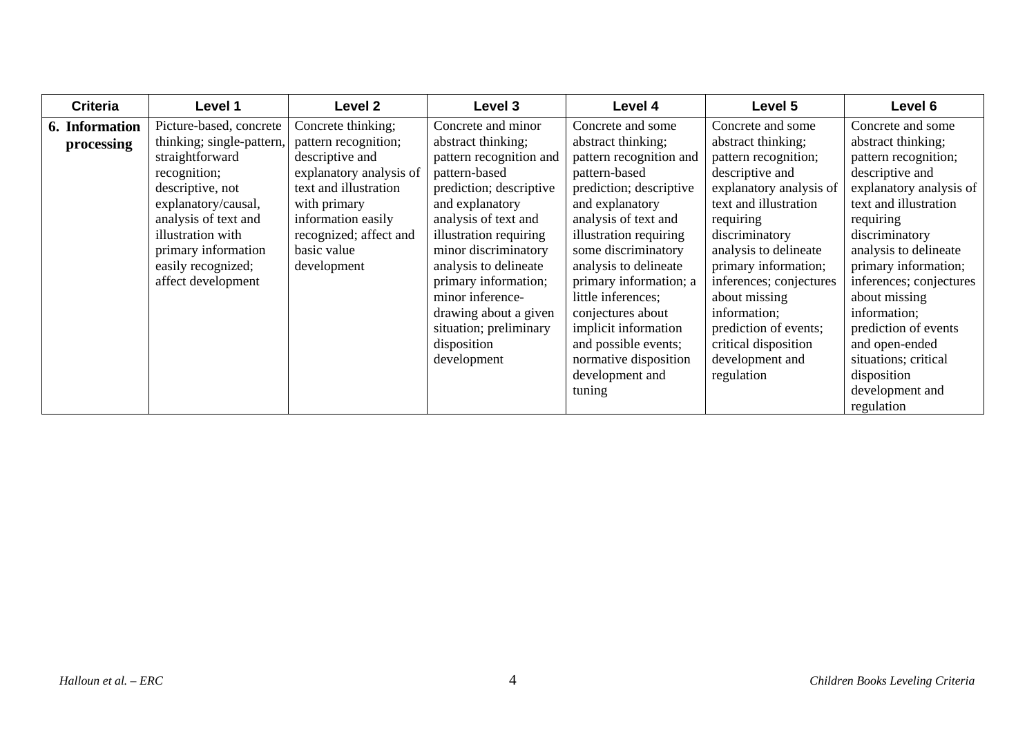| Criteria | Level 1 | Level 2 | Level 3 | Level 4 | Level 5 | Level 6 |
|---|---|---|---|---|---|---|
| **6. Information processing** | Picture-based, concrete thinking; single-pattern, straightforward recognition; descriptive, not explanatory/causal, analysis of text and illustration with primary information easily recognized; affect development | Concrete thinking; pattern recognition; descriptive and explanatory analysis of text and illustration with primary information easily recognized; affect and basic value development | Concrete and minor abstract thinking; pattern recognition and pattern-based prediction; descriptive and explanatory analysis of text and illustration requiring minor discriminatory analysis to delineate primary information; minor inference-drawing about a given situation; preliminary disposition development | Concrete and some abstract thinking; pattern recognition and pattern-based prediction; descriptive and explanatory analysis of text and illustration requiring some discriminatory analysis to delineate primary information; a little inferences; conjectures about implicit information and possible events; normative disposition development and tuning | Concrete and some abstract thinking; pattern recognition; descriptive and explanatory analysis of text and illustration requiring discriminatory analysis to delineate primary information; inferences; conjectures about missing information; prediction of events; critical disposition development and regulation | Concrete and some abstract thinking; pattern recognition; descriptive and explanatory analysis of text and illustration requiring discriminatory analysis to delineate primary information; inferences; conjectures about missing information; prediction of events and open-ended situations; critical disposition development and regulation |